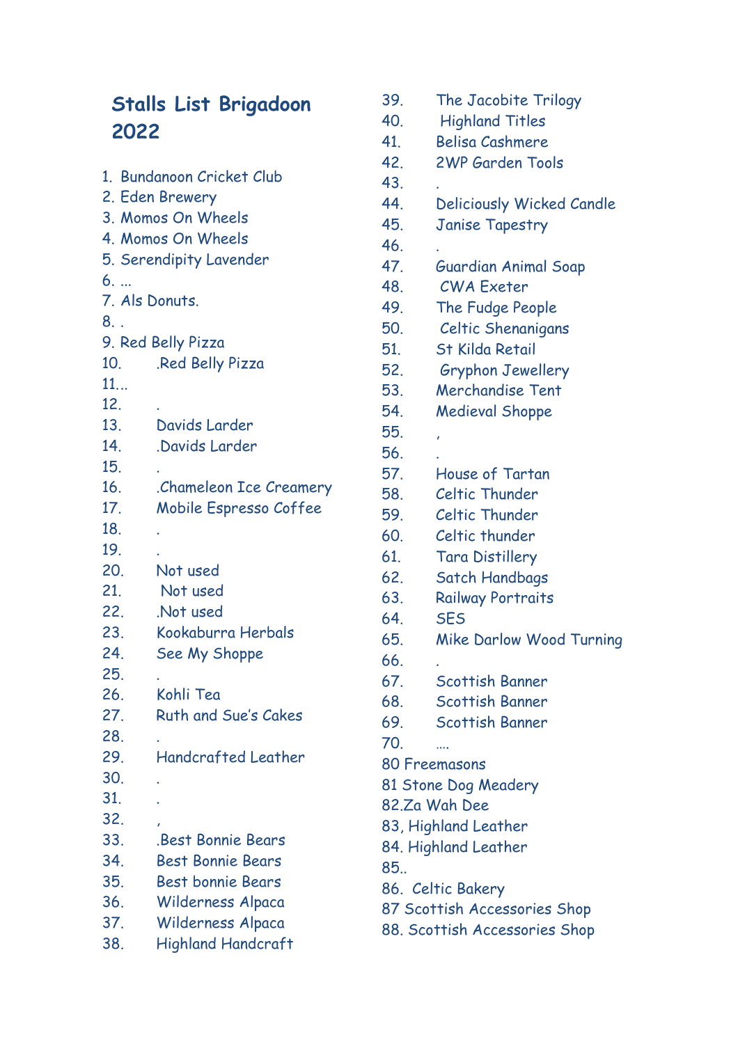# Stalls List Brigadoon 2022

1. Bundanoon Cricket Club
2. Eden Brewery
3. Momos On Wheels
4. Momos On Wheels
5. Serendipity Lavender
6. ...
7. Als Donuts.
8. .
9. Red Belly Pizza
10. .Red Belly Pizza
11. ..
12. .
13. Davids Larder
14. .Davids Larder
15. .
16. .Chameleon Ice Creamery
17. Mobile Espresso Coffee
18. .
19. .
20. Not used
21. Not used
22. .Not used
23. Kookaburra Herbals
24. See My Shoppe
25. .
26. Kohli Tea
27. Ruth and Sue's Cakes
28. .
29. Handcrafted Leather
30. .
31. .
32. ,
33. .Best Bonnie Bears
34. Best Bonnie Bears
35. Best bonnie Bears
36. Wilderness Alpaca
37. Wilderness Alpaca
38. Highland Handcraft
39. The Jacobite Trilogy
40. Highland Titles
41. Belisa Cashmere
42. 2WP Garden Tools
43. .
44. Deliciously Wicked Candle
45. Janise Tapestry
46. .
47. Guardian Animal Soap
48. CWA Exeter
49. The Fudge People
50. Celtic Shenanigans
51. St Kilda Retail
52. Gryphon Jewellery
53. Merchandise Tent
54. Medieval Shoppe
55. ,
56. .
57. House of Tartan
58. Celtic Thunder
59. Celtic Thunder
60. Celtic thunder
61. Tara Distillery
62. Satch Handbags
63. Railway Portraits
64. SES
65. Mike Darlow Wood Turning
66. .
67. Scottish Banner
68. Scottish Banner
69. Scottish Banner
70. ....

80 Freemasons
81 Stone Dog Meadery
82.Za Wah Dee
83, Highland Leather
84. Highland Leather
85..
86. Celtic Bakery
87 Scottish Accessories Shop
88. Scottish Accessories Shop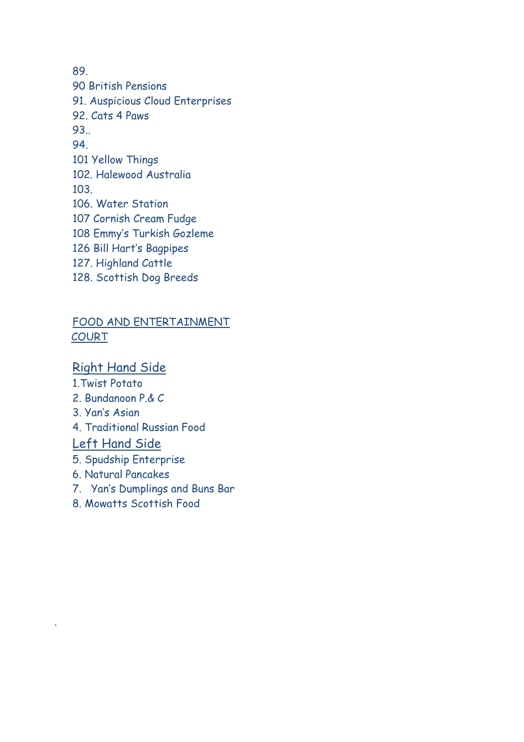89.
90 British Pensions
91. Auspicious Cloud Enterprises
92. Cats 4 Paws
93..
94.
101 Yellow Things
102. Halewood Australia
103.
106. Water Station
107 Cornish Cream Fudge
108 Emmy's Turkish Gozleme
126 Bill Hart's Bagpipes
127. Highland Cattle
128. Scottish Dog Breeds

## FOOD AND ENTERTAINMENT COURT

### Right Hand Side

1.Twist Potato
2. Bundanoon P.& C
3. Yan's Asian
4. Traditional Russian Food

### Left Hand Side

5. Spudship Enterprise
6. Natural Pancakes
7. Yan's Dumplings and Buns Bar
8. Mowatts Scottish Food